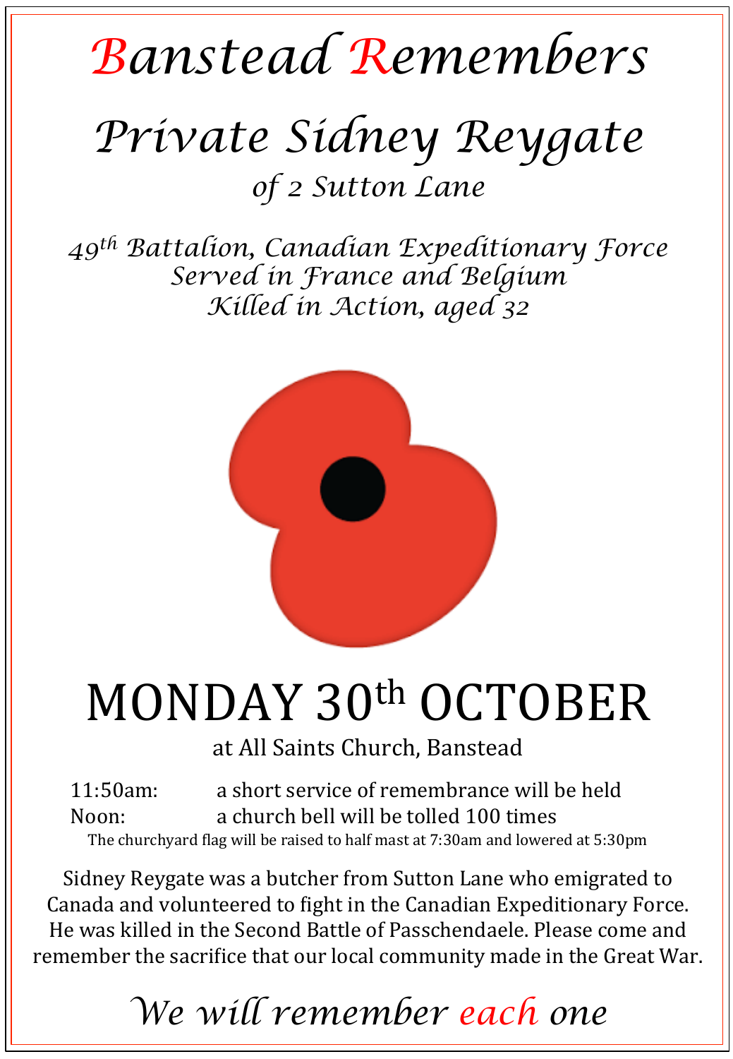# Banstead Remembers

## Private Sidney Reygate

*of 2 Sutton Lane*

*49th Battalion, Canadian Expeditionary Force*
*Served in France and Belgium*
*Killed in Action, aged 32*

# MONDAY 30th OCTOBER

at All Saints Church, Banstead

| | |
|---|---|
| 11:50am: | a short service of remembrance will be held |
| Noon: | a church bell will be tolled 100 times |

The churchyard flag will be raised to half mast at 7:30am and lowered at 5:30pm

Sidney Reygate was a butcher from Sutton Lane who emigrated to Canada and volunteered to fight in the Canadian Expeditionary Force. He was killed in the Second Battle of Passchendaele. Please come and remember the sacrifice that our local community made in the Great War.

*We will remember each one*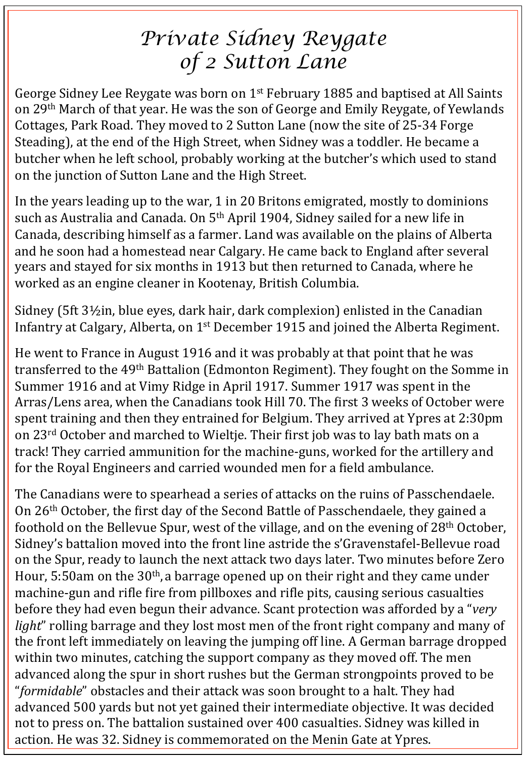# *Private Sidney Reygate of 2 Sutton Lane*

George Sidney Lee Reygate was born on 1st February 1885 and baptised at All Saints on 29th March of that year. He was the son of George and Emily Reygate, of Yewlands Cottages, Park Road. They moved to 2 Sutton Lane (now the site of 25-34 Forge Steading), at the end of the High Street, when Sidney was a toddler. He became a butcher when he left school, probably working at the butcher's which used to stand on the junction of Sutton Lane and the High Street.

In the years leading up to the war, 1 in 20 Britons emigrated, mostly to dominions such as Australia and Canada. On 5th April 1904, Sidney sailed for a new life in Canada, describing himself as a farmer. Land was available on the plains of Alberta and he soon had a homestead near Calgary. He came back to England after several years and stayed for six months in 1913 but then returned to Canada, where he worked as an engine cleaner in Kootenay, British Columbia.

Sidney (5ft 3½in, blue eyes, dark hair, dark complexion) enlisted in the Canadian Infantry at Calgary, Alberta, on 1st December 1915 and joined the Alberta Regiment.

He went to France in August 1916 and it was probably at that point that he was transferred to the 49th Battalion (Edmonton Regiment). They fought on the Somme in Summer 1916 and at Vimy Ridge in April 1917. Summer 1917 was spent in the Arras/Lens area, when the Canadians took Hill 70. The first 3 weeks of October were spent training and then they entrained for Belgium. They arrived at Ypres at 2:30pm on 23rd October and marched to Wieltje. Their first job was to lay bath mats on a track! They carried ammunition for the machine-guns, worked for the artillery and for the Royal Engineers and carried wounded men for a field ambulance.

The Canadians were to spearhead a series of attacks on the ruins of Passchendaele. On 26th October, the first day of the Second Battle of Passchendaele, they gained a foothold on the Bellevue Spur, west of the village, and on the evening of 28th October, Sidney's battalion moved into the front line astride the s'Gravenstafel-Bellevue road on the Spur, ready to launch the next attack two days later. Two minutes before Zero Hour, 5:50am on the 30th, a barrage opened up on their right and they came under machine-gun and rifle fire from pillboxes and rifle pits, causing serious casualties before they had even begun their advance. Scant protection was afforded by a "*very light*" rolling barrage and they lost most men of the front right company and many of the front left immediately on leaving the jumping off line. A German barrage dropped within two minutes, catching the support company as they moved off. The men advanced along the spur in short rushes but the German strongpoints proved to be "*formidable*" obstacles and their attack was soon brought to a halt. They had advanced 500 yards but not yet gained their intermediate objective. It was decided not to press on. The battalion sustained over 400 casualties. Sidney was killed in action. He was 32. Sidney is commemorated on the Menin Gate at Ypres.